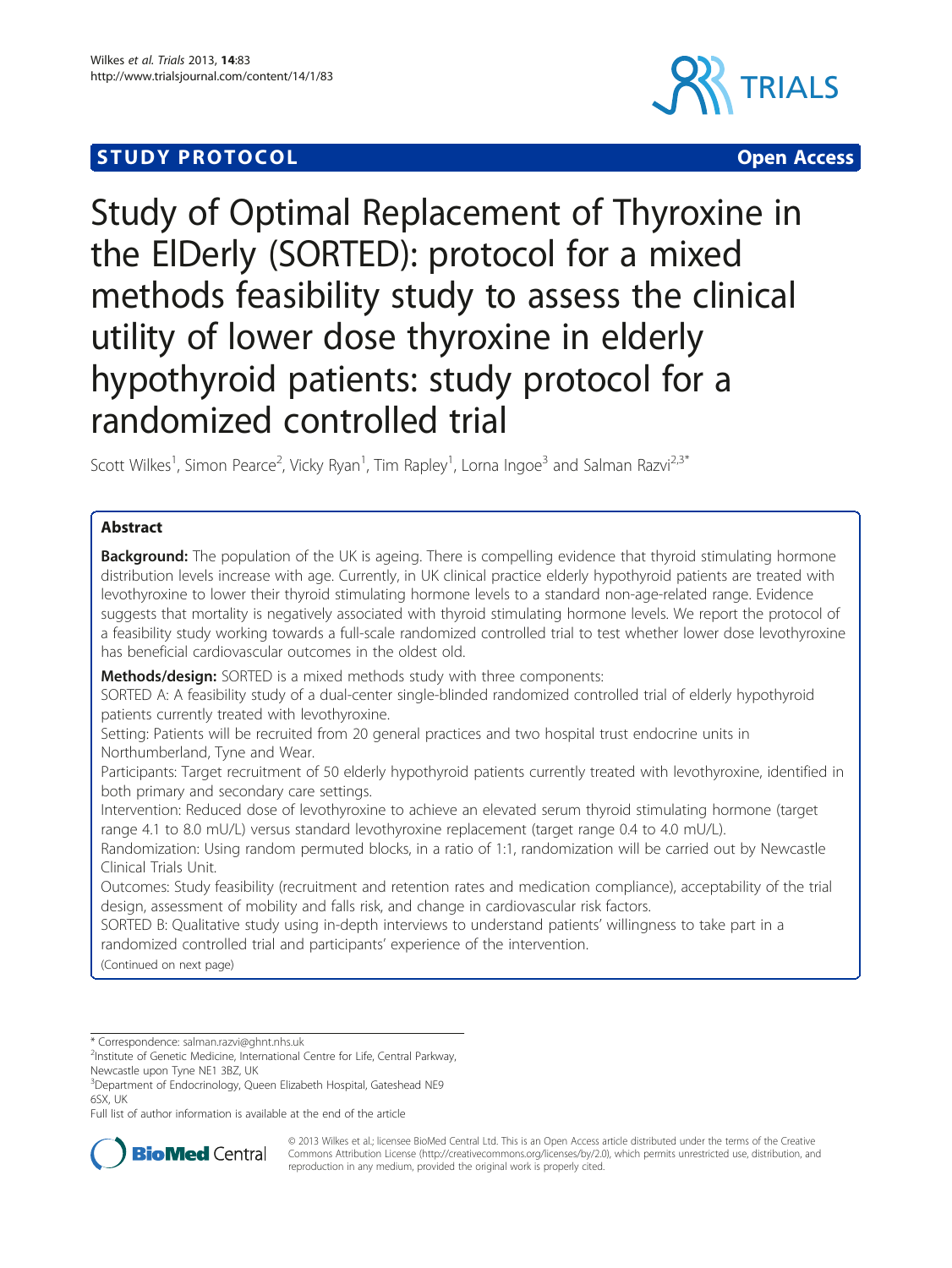**STUDY PROTOCOL** **Open Access**

# Study of Optimal Replacement of Thyroxine in the ElDerly (SORTED): protocol for a mixed methods feasibility study to assess the clinical utility of lower dose thyroxine in elderly hypothyroid patients: study protocol for a randomized controlled trial

Scott Wilkes[1], Simon Pearce[2], Vicky Ryan[1], Tim Rapley[1], Lorna Ingoe[3] and Salman Razvi[2,3*]

## Abstract

**Background:** The population of the UK is ageing. There is compelling evidence that thyroid stimulating hormone distribution levels increase with age. Currently, in UK clinical practice elderly hypothyroid patients are treated with levothyroxine to lower their thyroid stimulating hormone levels to a standard non-age-related range. Evidence suggests that mortality is negatively associated with thyroid stimulating hormone levels. We report the protocol of a feasibility study working towards a full-scale randomized controlled trial to test whether lower dose levothyroxine has beneficial cardiovascular outcomes in the oldest old.

**Methods/design:** SORTED is a mixed methods study with three components:

SORTED A: A feasibility study of a dual-center single-blinded randomized controlled trial of elderly hypothyroid patients currently treated with levothyroxine.

Setting: Patients will be recruited from 20 general practices and two hospital trust endocrine units in Northumberland, Tyne and Wear.

Participants: Target recruitment of 50 elderly hypothyroid patients currently treated with levothyroxine, identified in both primary and secondary care settings.

Intervention: Reduced dose of levothyroxine to achieve an elevated serum thyroid stimulating hormone (target range 4.1 to 8.0 mU/L) versus standard levothyroxine replacement (target range 0.4 to 4.0 mU/L).

Randomization: Using random permuted blocks, in a ratio of 1:1, randomization will be carried out by Newcastle Clinical Trials Unit.

Outcomes: Study feasibility (recruitment and retention rates and medication compliance), acceptability of the trial design, assessment of mobility and falls risk, and change in cardiovascular risk factors.

SORTED B: Qualitative study using in-depth interviews to understand patients' willingness to take part in a randomized controlled trial and participants' experience of the intervention.

(Continued on next page)

---

\* Correspondence: salman.razvi@ghnt.nhs.uk

[2]Institute of Genetic Medicine, International Centre for Life, Central Parkway, Newcastle upon Tyne NE1 3BZ, UK

[3]Department of Endocrinology, Queen Elizabeth Hospital, Gateshead NE9 6SX, UK

Full list of author information is available at the end of the article

© 2013 Wilkes et al.; licensee BioMed Central Ltd. This is an Open Access article distributed under the terms of the Creative Commons Attribution License (http://creativecommons.org/licenses/by/2.0), which permits unrestricted use, distribution, and reproduction in any medium, provided the original work is properly cited.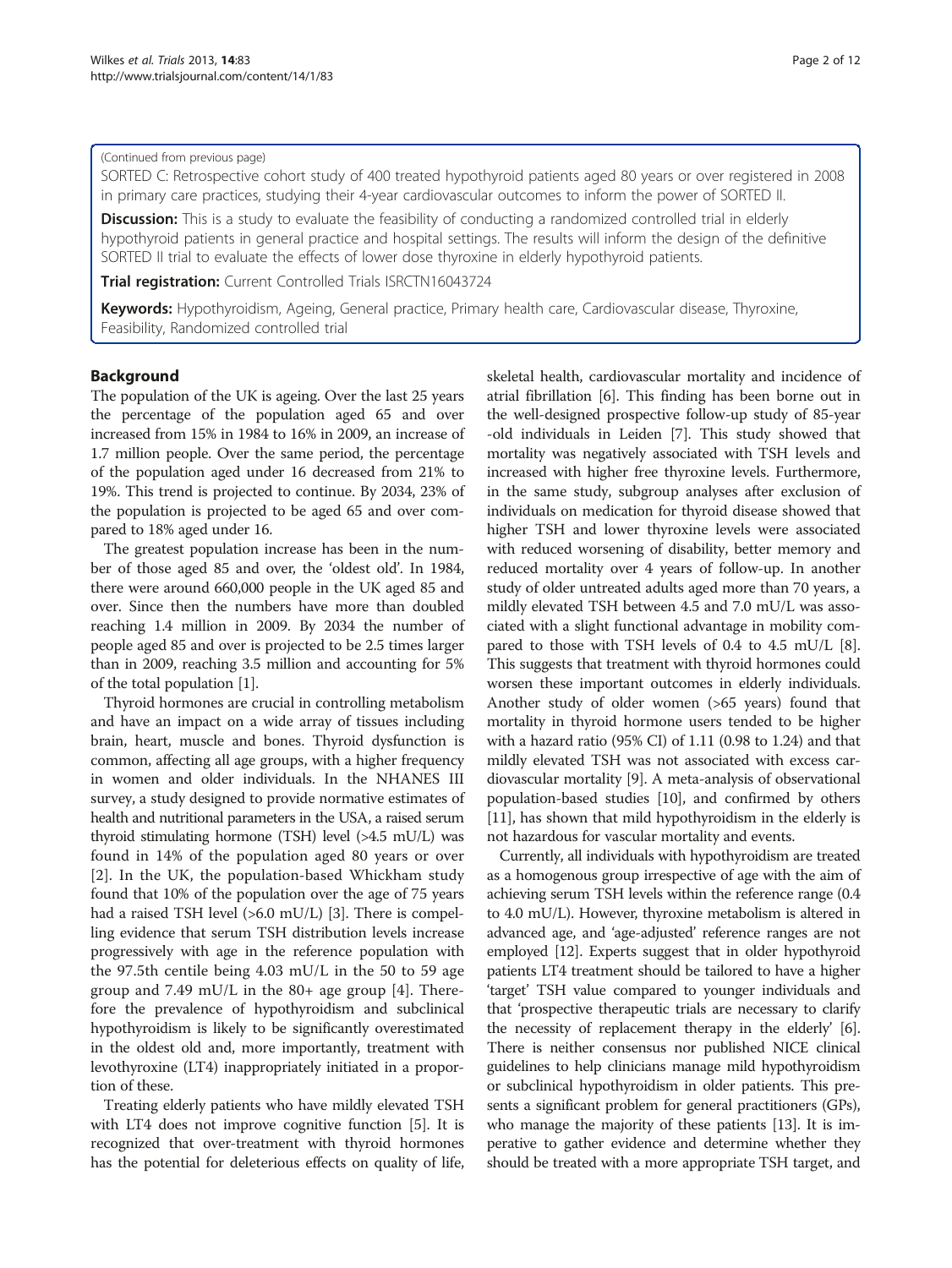(Continued from previous page)

SORTED C: Retrospective cohort study of 400 treated hypothyroid patients aged 80 years or over registered in 2008 in primary care practices, studying their 4-year cardiovascular outcomes to inform the power of SORTED II.

**Discussion:** This is a study to evaluate the feasibility of conducting a randomized controlled trial in elderly hypothyroid patients in general practice and hospital settings. The results will inform the design of the definitive SORTED II trial to evaluate the effects of lower dose thyroxine in elderly hypothyroid patients.

**Trial registration:** Current Controlled Trials ISRCTN16043724

**Keywords:** Hypothyroidism, Ageing, General practice, Primary health care, Cardiovascular disease, Thyroxine, Feasibility, Randomized controlled trial

## Background

The population of the UK is ageing. Over the last 25 years the percentage of the population aged 65 and over increased from 15% in 1984 to 16% in 2009, an increase of 1.7 million people. Over the same period, the percentage of the population aged under 16 decreased from 21% to 19%. This trend is projected to continue. By 2034, 23% of the population is projected to be aged 65 and over compared to 18% aged under 16.

The greatest population increase has been in the number of those aged 85 and over, the 'oldest old'. In 1984, there were around 660,000 people in the UK aged 85 and over. Since then the numbers have more than doubled reaching 1.4 million in 2009. By 2034 the number of people aged 85 and over is projected to be 2.5 times larger than in 2009, reaching 3.5 million and accounting for 5% of the total population [1].

Thyroid hormones are crucial in controlling metabolism and have an impact on a wide array of tissues including brain, heart, muscle and bones. Thyroid dysfunction is common, affecting all age groups, with a higher frequency in women and older individuals. In the NHANES III survey, a study designed to provide normative estimates of health and nutritional parameters in the USA, a raised serum thyroid stimulating hormone (TSH) level (>4.5 mU/L) was found in 14% of the population aged 80 years or over [2]. In the UK, the population-based Whickham study found that 10% of the population over the age of 75 years had a raised TSH level (>6.0 mU/L) [3]. There is compelling evidence that serum TSH distribution levels increase progressively with age in the reference population with the 97.5th centile being 4.03 mU/L in the 50 to 59 age group and 7.49 mU/L in the 80+ age group [4]. Therefore the prevalence of hypothyroidism and subclinical hypothyroidism is likely to be significantly overestimated in the oldest old and, more importantly, treatment with levothyroxine (LT4) inappropriately initiated in a proportion of these.

Treating elderly patients who have mildly elevated TSH with LT4 does not improve cognitive function [5]. It is recognized that over-treatment with thyroid hormones has the potential for deleterious effects on quality of life, skeletal health, cardiovascular mortality and incidence of atrial fibrillation [6]. This finding has been borne out in the well-designed prospective follow-up study of 85-year-old individuals in Leiden [7]. This study showed that mortality was negatively associated with TSH levels and increased with higher free thyroxine levels. Furthermore, in the same study, subgroup analyses after exclusion of individuals on medication for thyroid disease showed that higher TSH and lower thyroxine levels were associated with reduced worsening of disability, better memory and reduced mortality over 4 years of follow-up. In another study of older untreated adults aged more than 70 years, a mildly elevated TSH between 4.5 and 7.0 mU/L was associated with a slight functional advantage in mobility compared to those with TSH levels of 0.4 to 4.5 mU/L [8]. This suggests that treatment with thyroid hormones could worsen these important outcomes in elderly individuals. Another study of older women (>65 years) found that mortality in thyroid hormone users tended to be higher with a hazard ratio (95% CI) of 1.11 (0.98 to 1.24) and that mildly elevated TSH was not associated with excess cardiovascular mortality [9]. A meta-analysis of observational population-based studies [10], and confirmed by others [11], has shown that mild hypothyroidism in the elderly is not hazardous for vascular mortality and events.

Currently, all individuals with hypothyroidism are treated as a homogenous group irrespective of age with the aim of achieving serum TSH levels within the reference range (0.4 to 4.0 mU/L). However, thyroxine metabolism is altered in advanced age, and 'age-adjusted' reference ranges are not employed [12]. Experts suggest that in older hypothyroid patients LT4 treatment should be tailored to have a higher 'target' TSH value compared to younger individuals and that 'prospective therapeutic trials are necessary to clarify the necessity of replacement therapy in the elderly' [6]. There is neither consensus nor published NICE clinical guidelines to help clinicians manage mild hypothyroidism or subclinical hypothyroidism in older patients. This presents a significant problem for general practitioners (GPs), who manage the majority of these patients [13]. It is imperative to gather evidence and determine whether they should be treated with a more appropriate TSH target, and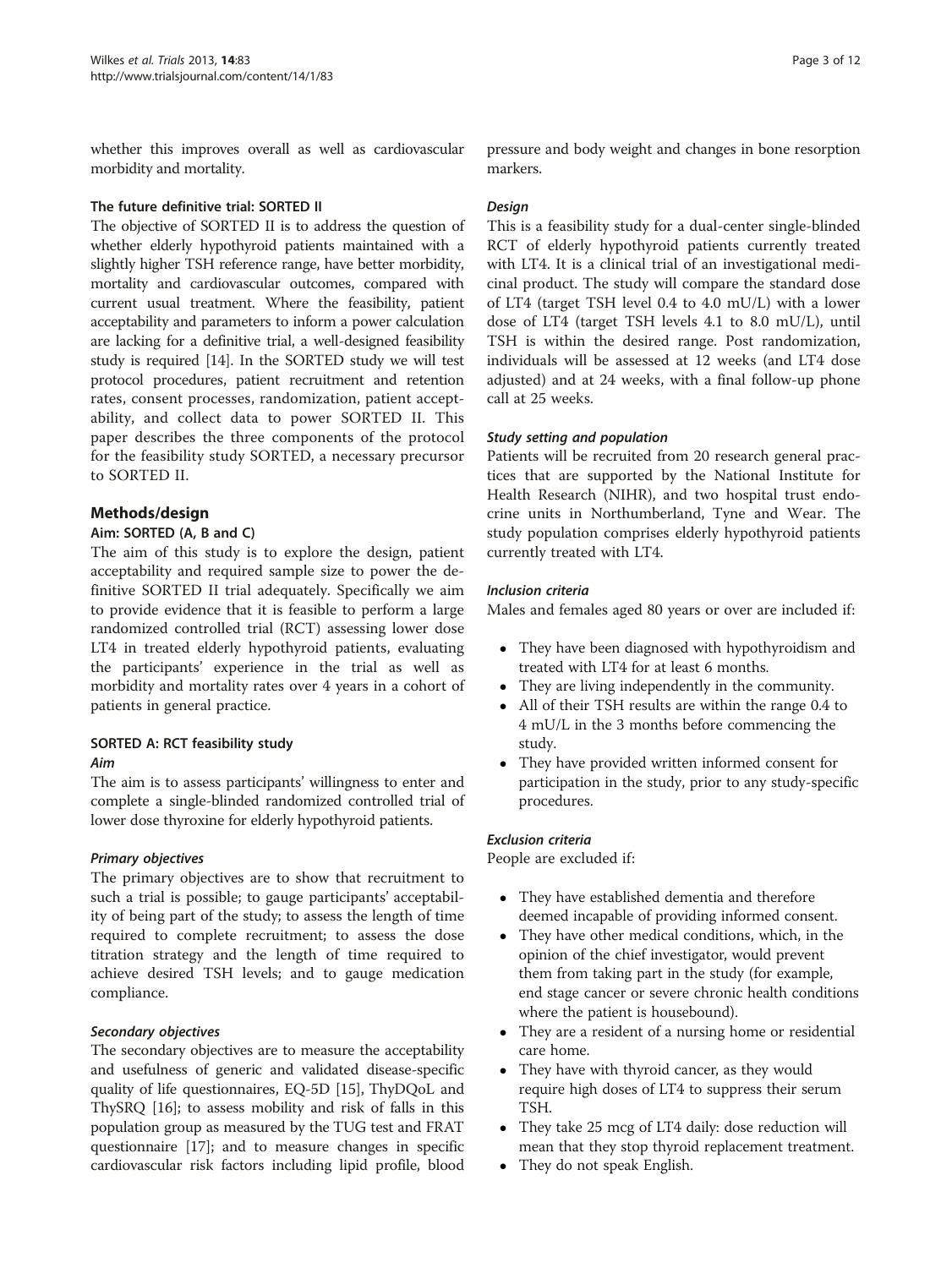whether this improves overall as well as cardiovascular morbidity and mortality.

### The future definitive trial: SORTED II

The objective of SORTED II is to address the question of whether elderly hypothyroid patients maintained with a slightly higher TSH reference range, have better morbidity, mortality and cardiovascular outcomes, compared with current usual treatment. Where the feasibility, patient acceptability and parameters to inform a power calculation are lacking for a definitive trial, a well-designed feasibility study is required [14]. In the SORTED study we will test protocol procedures, patient recruitment and retention rates, consent processes, randomization, patient acceptability, and collect data to power SORTED II. This paper describes the three components of the protocol for the feasibility study SORTED, a necessary precursor to SORTED II.

## Methods/design

### Aim: SORTED (A, B and C)

The aim of this study is to explore the design, patient acceptability and required sample size to power the definitive SORTED II trial adequately. Specifically we aim to provide evidence that it is feasible to perform a large randomized controlled trial (RCT) assessing lower dose LT4 in treated elderly hypothyroid patients, evaluating the participants' experience in the trial as well as morbidity and mortality rates over 4 years in a cohort of patients in general practice.

### SORTED A: RCT feasibility study

#### *Aim*

The aim is to assess participants' willingness to enter and complete a single-blinded randomized controlled trial of lower dose thyroxine for elderly hypothyroid patients.

#### *Primary objectives*

The primary objectives are to show that recruitment to such a trial is possible; to gauge participants' acceptability of being part of the study; to assess the length of time required to complete recruitment; to assess the dose titration strategy and the length of time required to achieve desired TSH levels; and to gauge medication compliance.

#### *Secondary objectives*

The secondary objectives are to measure the acceptability and usefulness of generic and validated disease-specific quality of life questionnaires, EQ-5D [15], ThyDQoL and ThySRQ [16]; to assess mobility and risk of falls in this population group as measured by the TUG test and FRAT questionnaire [17]; and to measure changes in specific cardiovascular risk factors including lipid profile, blood pressure and body weight and changes in bone resorption markers.

#### *Design*

This is a feasibility study for a dual-center single-blinded RCT of elderly hypothyroid patients currently treated with LT4. It is a clinical trial of an investigational medicinal product. The study will compare the standard dose of LT4 (target TSH level 0.4 to 4.0 mU/L) with a lower dose of LT4 (target TSH levels 4.1 to 8.0 mU/L), until TSH is within the desired range. Post randomization, individuals will be assessed at 12 weeks (and LT4 dose adjusted) and at 24 weeks, with a final follow-up phone call at 25 weeks.

#### *Study setting and population*

Patients will be recruited from 20 research general practices that are supported by the National Institute for Health Research (NIHR), and two hospital trust endocrine units in Northumberland, Tyne and Wear. The study population comprises elderly hypothyroid patients currently treated with LT4.

#### *Inclusion criteria*

Males and females aged 80 years or over are included if:

- They have been diagnosed with hypothyroidism and treated with LT4 for at least 6 months.
- They are living independently in the community.
- All of their TSH results are within the range 0.4 to 4 mU/L in the 3 months before commencing the study.
- They have provided written informed consent for participation in the study, prior to any study-specific procedures.

#### *Exclusion criteria*

People are excluded if:

- They have established dementia and therefore deemed incapable of providing informed consent.
- They have other medical conditions, which, in the opinion of the chief investigator, would prevent them from taking part in the study (for example, end stage cancer or severe chronic health conditions where the patient is housebound).
- They are a resident of a nursing home or residential care home.
- They have with thyroid cancer, as they would require high doses of LT4 to suppress their serum TSH.
- They take 25 mcg of LT4 daily: dose reduction will mean that they stop thyroid replacement treatment.
- They do not speak English.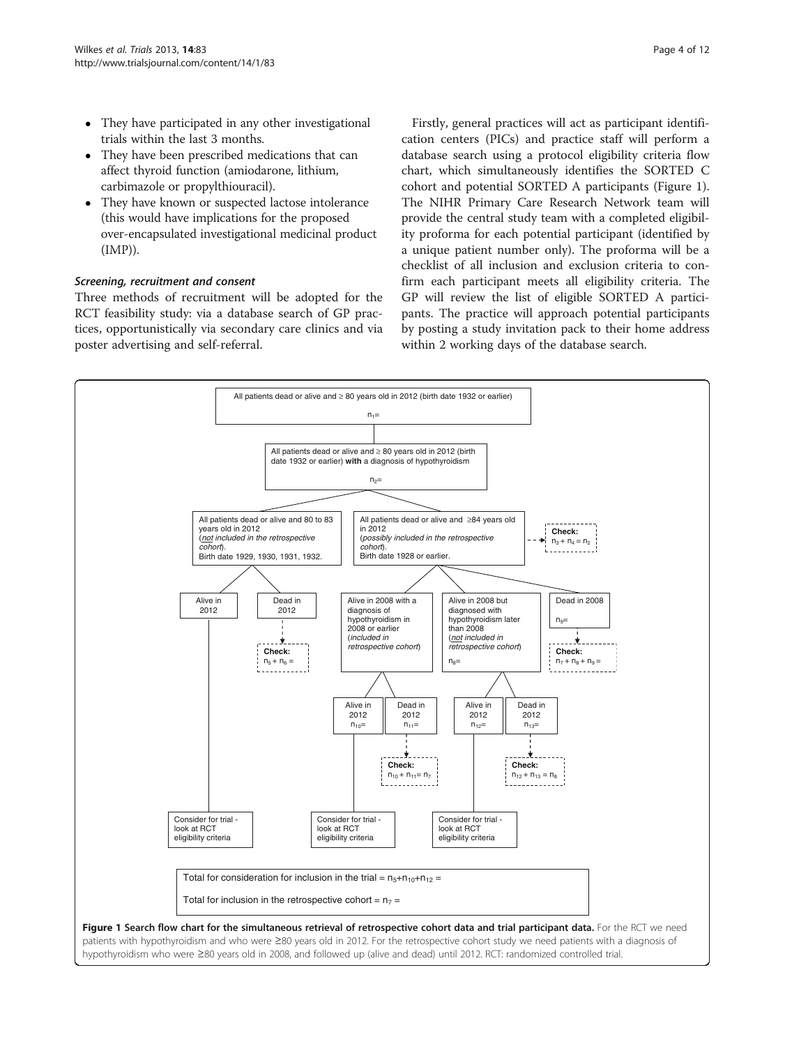- They have participated in any other investigational trials within the last 3 months.
- They have been prescribed medications that can affect thyroid function (amiodarone, lithium, carbimazole or propylthiouracil).
- They have known or suspected lactose intolerance (this would have implications for the proposed over-encapsulated investigational medicinal product (IMP)).

### *Screening, recruitment and consent*

Three methods of recruitment will be adopted for the RCT feasibility study: via a database search of GP practices, opportunistically via secondary care clinics and via poster advertising and self-referral.

Firstly, general practices will act as participant identification centers (PICs) and practice staff will perform a database search using a protocol eligibility criteria flow chart, which simultaneously identifies the SORTED C cohort and potential SORTED A participants (Figure 1). The NIHR Primary Care Research Network team will provide the central study team with a completed eligibility proforma for each potential participant (identified by a unique patient number only). The proforma will be a checklist of all inclusion and exclusion criteria to confirm each participant meets all eligibility criteria. The GP will review the list of eligible SORTED A participants. The practice will approach potential participants by posting a study invitation pack to their home address within 2 working days of the database search.

**Figure 1 Search flow chart for the simultaneous retrieval of retrospective cohort data and trial participant data.** For the RCT we need patients with hypothyroidism and who were ≥80 years old in 2012. For the retrospective cohort study we need patients with a diagnosis of hypothyroidism who were ≥80 years old in 2008, and followed up (alive and dead) until 2012. RCT: randomized controlled trial.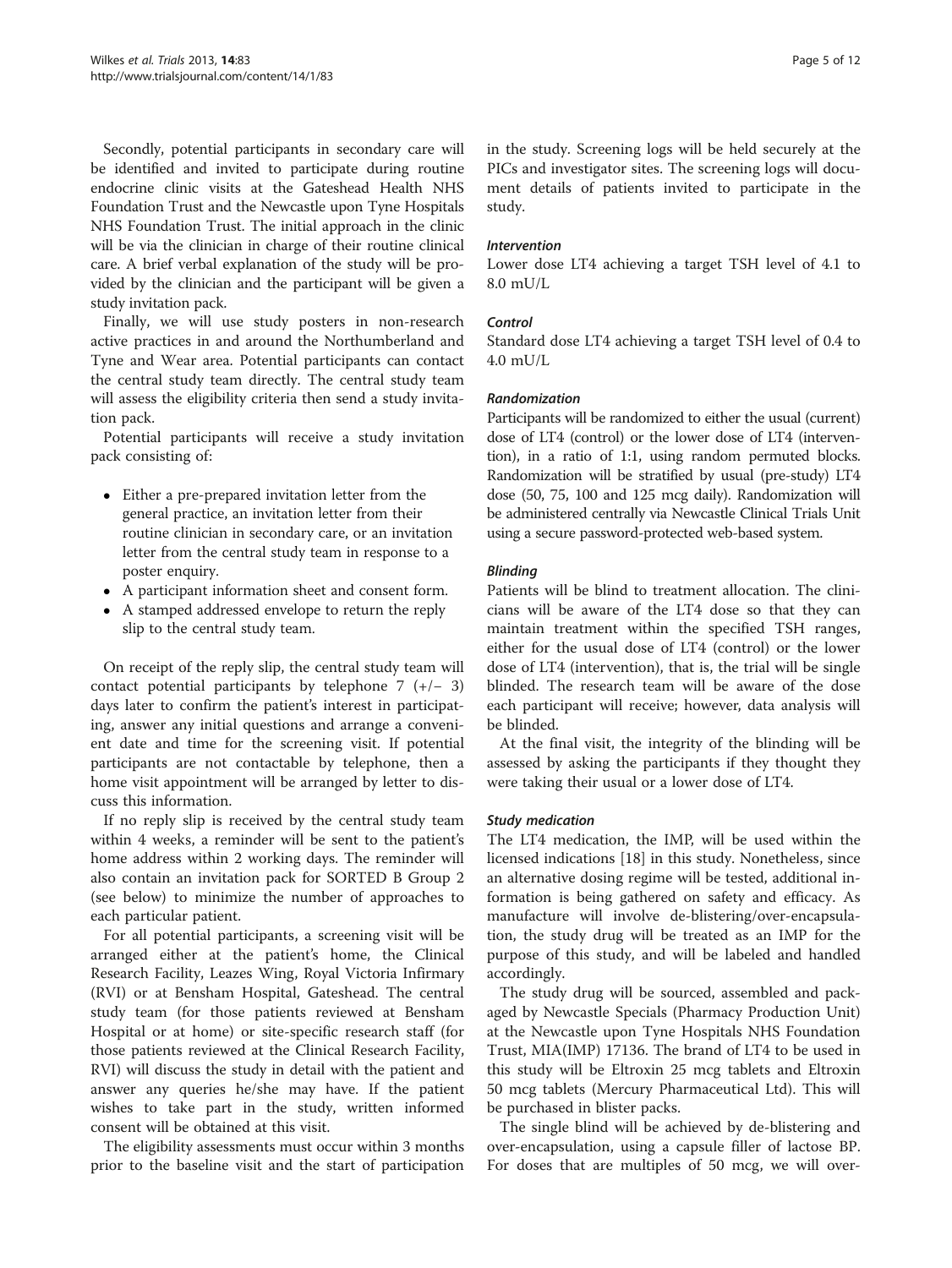Secondly, potential participants in secondary care will be identified and invited to participate during routine endocrine clinic visits at the Gateshead Health NHS Foundation Trust and the Newcastle upon Tyne Hospitals NHS Foundation Trust. The initial approach in the clinic will be via the clinician in charge of their routine clinical care. A brief verbal explanation of the study will be provided by the clinician and the participant will be given a study invitation pack.

Finally, we will use study posters in non-research active practices in and around the Northumberland and Tyne and Wear area. Potential participants can contact the central study team directly. The central study team will assess the eligibility criteria then send a study invitation pack.

Potential participants will receive a study invitation pack consisting of:

- Either a pre-prepared invitation letter from the general practice, an invitation letter from their routine clinician in secondary care, or an invitation letter from the central study team in response to a poster enquiry.
- A participant information sheet and consent form.
- A stamped addressed envelope to return the reply slip to the central study team.

On receipt of the reply slip, the central study team will contact potential participants by telephone 7 (+/− 3) days later to confirm the patient's interest in participating, answer any initial questions and arrange a convenient date and time for the screening visit. If potential participants are not contactable by telephone, then a home visit appointment will be arranged by letter to discuss this information.

If no reply slip is received by the central study team within 4 weeks, a reminder will be sent to the patient's home address within 2 working days. The reminder will also contain an invitation pack for SORTED B Group 2 (see below) to minimize the number of approaches to each particular patient.

For all potential participants, a screening visit will be arranged either at the patient's home, the Clinical Research Facility, Leazes Wing, Royal Victoria Infirmary (RVI) or at Bensham Hospital, Gateshead. The central study team (for those patients reviewed at Bensham Hospital or at home) or site-specific research staff (for those patients reviewed at the Clinical Research Facility, RVI) will discuss the study in detail with the patient and answer any queries he/she may have. If the patient wishes to take part in the study, written informed consent will be obtained at this visit.

The eligibility assessments must occur within 3 months prior to the baseline visit and the start of participation in the study. Screening logs will be held securely at the PICs and investigator sites. The screening logs will document details of patients invited to participate in the study.

#### *Intervention*

Lower dose LT4 achieving a target TSH level of 4.1 to 8.0 mU/L

#### *Control*

Standard dose LT4 achieving a target TSH level of 0.4 to 4.0 mU/L

#### *Randomization*

Participants will be randomized to either the usual (current) dose of LT4 (control) or the lower dose of LT4 (intervention), in a ratio of 1:1, using random permuted blocks. Randomization will be stratified by usual (pre-study) LT4 dose (50, 75, 100 and 125 mcg daily). Randomization will be administered centrally via Newcastle Clinical Trials Unit using a secure password-protected web-based system.

#### *Blinding*

Patients will be blind to treatment allocation. The clinicians will be aware of the LT4 dose so that they can maintain treatment within the specified TSH ranges, either for the usual dose of LT4 (control) or the lower dose of LT4 (intervention), that is, the trial will be single blinded. The research team will be aware of the dose each participant will receive; however, data analysis will be blinded.

At the final visit, the integrity of the blinding will be assessed by asking the participants if they thought they were taking their usual or a lower dose of LT4.

#### *Study medication*

The LT4 medication, the IMP, will be used within the licensed indications [18] in this study. Nonetheless, since an alternative dosing regime will be tested, additional information is being gathered on safety and efficacy. As manufacture will involve de-blistering/over-encapsulation, the study drug will be treated as an IMP for the purpose of this study, and will be labeled and handled accordingly.

The study drug will be sourced, assembled and packaged by Newcastle Specials (Pharmacy Production Unit) at the Newcastle upon Tyne Hospitals NHS Foundation Trust, MIA(IMP) 17136. The brand of LT4 to be used in this study will be Eltroxin 25 mcg tablets and Eltroxin 50 mcg tablets (Mercury Pharmaceutical Ltd). This will be purchased in blister packs.

The single blind will be achieved by de-blistering and over-encapsulation, using a capsule filler of lactose BP. For doses that are multiples of 50 mcg, we will over-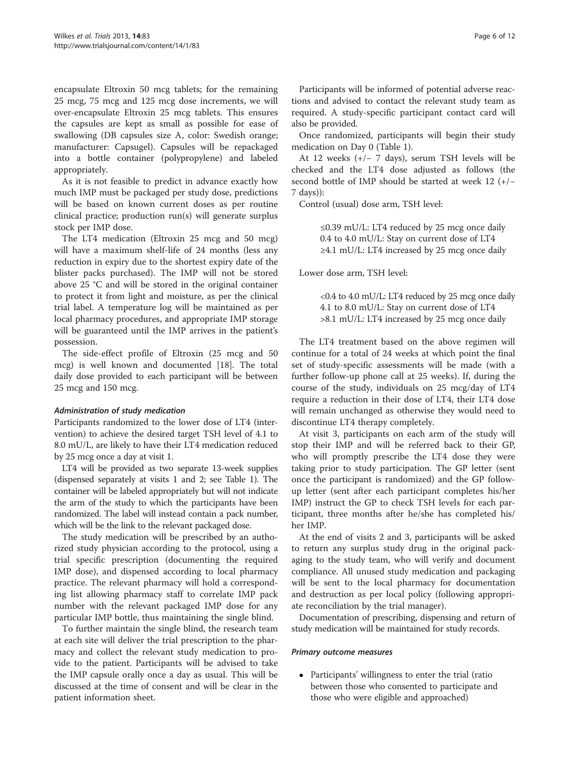encapsulate Eltroxin 50 mcg tablets; for the remaining 25 mcg, 75 mcg and 125 mcg dose increments, we will over-encapsulate Eltroxin 25 mcg tablets. This ensures the capsules are kept as small as possible for ease of swallowing (DB capsules size A, color: Swedish orange; manufacturer: Capsugel). Capsules will be repackaged into a bottle container (polypropylene) and labeled appropriately.

As it is not feasible to predict in advance exactly how much IMP must be packaged per study dose, predictions will be based on known current doses as per routine clinical practice; production run(s) will generate surplus stock per IMP dose.

The LT4 medication (Eltroxin 25 mcg and 50 mcg) will have a maximum shelf-life of 24 months (less any reduction in expiry due to the shortest expiry date of the blister packs purchased). The IMP will not be stored above 25 °C and will be stored in the original container to protect it from light and moisture, as per the clinical trial label. A temperature log will be maintained as per local pharmacy procedures, and appropriate IMP storage will be guaranteed until the IMP arrives in the patient's possession.

The side-effect profile of Eltroxin (25 mcg and 50 mcg) is well known and documented [18]. The total daily dose provided to each participant will be between 25 mcg and 150 mcg.

#### *Administration of study medication*

Participants randomized to the lower dose of LT4 (intervention) to achieve the desired target TSH level of 4.1 to 8.0 mU/L, are likely to have their LT4 medication reduced by 25 mcg once a day at visit 1.

LT4 will be provided as two separate 13-week supplies (dispensed separately at visits 1 and 2; see Table 1). The container will be labeled appropriately but will not indicate the arm of the study to which the participants have been randomized. The label will instead contain a pack number, which will be the link to the relevant packaged dose.

The study medication will be prescribed by an authorized study physician according to the protocol, using a trial specific prescription (documenting the required IMP dose), and dispensed according to local pharmacy practice. The relevant pharmacy will hold a corresponding list allowing pharmacy staff to correlate IMP pack number with the relevant packaged IMP dose for any particular IMP bottle, thus maintaining the single blind.

To further maintain the single blind, the research team at each site will deliver the trial prescription to the pharmacy and collect the relevant study medication to provide to the patient. Participants will be advised to take the IMP capsule orally once a day as usual. This will be discussed at the time of consent and will be clear in the patient information sheet.

Participants will be informed of potential adverse reactions and advised to contact the relevant study team as required. A study-specific participant contact card will also be provided.

Once randomized, participants will begin their study medication on Day 0 (Table 1).

At 12 weeks (+/− 7 days), serum TSH levels will be checked and the LT4 dose adjusted as follows (the second bottle of IMP should be started at week 12 (+/− 7 days)):

Control (usual) dose arm, TSH level:

> ≤0.39 mU/L: LT4 reduced by 25 mcg once daily
> 0.4 to 4.0 mU/L: Stay on current dose of LT4
> ≥4.1 mU/L: LT4 increased by 25 mcg once daily

Lower dose arm, TSH level:

> <0.4 to 4.0 mU/L: LT4 reduced by 25 mcg once daily
> 4.1 to 8.0 mU/L: Stay on current dose of LT4
> >8.1 mU/L: LT4 increased by 25 mcg once daily

The LT4 treatment based on the above regimen will continue for a total of 24 weeks at which point the final set of study-specific assessments will be made (with a further follow-up phone call at 25 weeks). If, during the course of the study, individuals on 25 mcg/day of LT4 require a reduction in their dose of LT4, their LT4 dose will remain unchanged as otherwise they would need to discontinue LT4 therapy completely.

At visit 3, participants on each arm of the study will stop their IMP and will be referred back to their GP, who will promptly prescribe the LT4 dose they were taking prior to study participation. The GP letter (sent once the participant is randomized) and the GP follow-up letter (sent after each participant completes his/her IMP) instruct the GP to check TSH levels for each participant, three months after he/she has completed his/her IMP.

At the end of visits 2 and 3, participants will be asked to return any surplus study drug in the original packaging to the study team, who will verify and document compliance. All unused study medication and packaging will be sent to the local pharmacy for documentation and destruction as per local policy (following appropriate reconciliation by the trial manager).

Documentation of prescribing, dispensing and return of study medication will be maintained for study records.

#### *Primary outcome measures*

- Participants' willingness to enter the trial (ratio between those who consented to participate and those who were eligible and approached)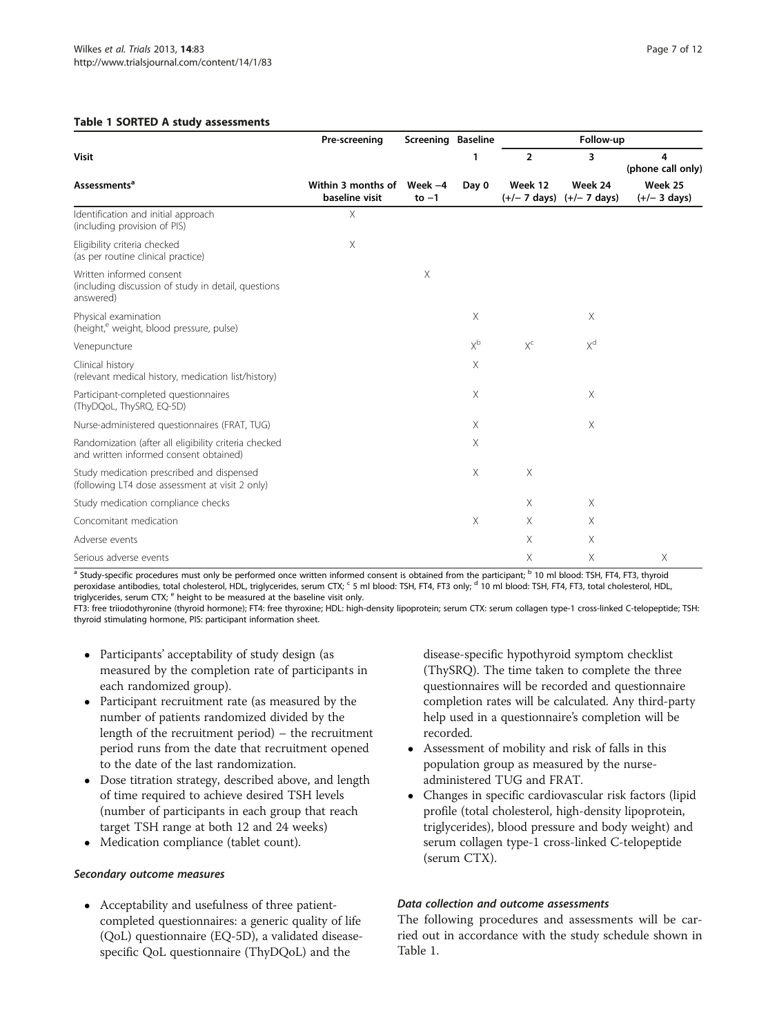**Table 1 SORTED A study assessments**

| | Pre-screening | Screening | Baseline | Follow-up | | |
|---|---|---|---|---|---|---|
| **Visit** | | | 1 | 2 | 3 | 4 (phone call only) |
| **Assessments[a]** | Within 3 months of baseline visit | Week −4 to −1 | Day 0 | Week 12 (+/− 7 days) | Week 24 (+/− 7 days) | Week 25 (+/− 3 days) |
| Identification and initial approach (including provision of PIS) | X | | | | | |
| Eligibility criteria checked (as per routine clinical practice) | X | | | | | |
| Written informed consent (including discussion of study in detail, questions answered) | | X | | | | |
| Physical examination (height,[e] weight, blood pressure, pulse) | | | X | | X | |
| Venepuncture | | | X[b] | X[c] | X[d] | |
| Clinical history (relevant medical history, medication list/history) | | | X | | | |
| Participant-completed questionnaires (ThyDQoL, ThySRQ, EQ-5D) | | | X | | X | |
| Nurse-administered questionnaires (FRAT, TUG) | | | X | | X | |
| Randomization (after all eligibility criteria checked and written informed consent obtained) | | | X | | | |
| Study medication prescribed and dispensed (following LT4 dose assessment at visit 2 only) | | | X | X | | |
| Study medication compliance checks | | | | X | X | |
| Concomitant medication | | | X | X | X | |
| Adverse events | | | | X | X | |
| Serious adverse events | | | | X | X | X |

[a] Study-specific procedures must only be performed once written informed consent is obtained from the participant; [b] 10 ml blood: TSH, FT4, FT3, thyroid peroxidase antibodies, total cholesterol, HDL, triglycerides, serum CTX; [c] 5 ml blood: TSH, FT4, FT3 only; [d] 10 ml blood: TSH, FT4, FT3, total cholesterol, HDL, triglycerides, serum CTX; [e] height to be measured at the baseline visit only.
FT3: free triiodothyronine (thyroid hormone); FT4: free thyroxine; HDL: high-density lipoprotein; serum CTX: serum collagen type-1 cross-linked C-telopeptide; TSH: thyroid stimulating hormone, PIS: participant information sheet.

- Participants' acceptability of study design (as measured by the completion rate of participants in each randomized group).
- Participant recruitment rate (as measured by the number of patients randomized divided by the length of the recruitment period) – the recruitment period runs from the date that recruitment opened to the date of the last randomization.
- Dose titration strategy, described above, and length of time required to achieve desired TSH levels (number of participants in each group that reach target TSH range at both 12 and 24 weeks)
- Medication compliance (tablet count).

#### Secondary outcome measures

- Acceptability and usefulness of three patient-completed questionnaires: a generic quality of life (QoL) questionnaire (EQ-5D), a validated disease-specific QoL questionnaire (ThyDQoL) and the disease-specific hypothyroid symptom checklist (ThySRQ). The time taken to complete the three questionnaires will be recorded and questionnaire completion rates will be calculated. Any third-party help used in a questionnaire's completion will be recorded.
- Assessment of mobility and risk of falls in this population group as measured by the nurse-administered TUG and FRAT.
- Changes in specific cardiovascular risk factors (lipid profile (total cholesterol, high-density lipoprotein, triglycerides), blood pressure and body weight) and serum collagen type-1 cross-linked C-telopeptide (serum CTX).

#### Data collection and outcome assessments

The following procedures and assessments will be carried out in accordance with the study schedule shown in Table 1.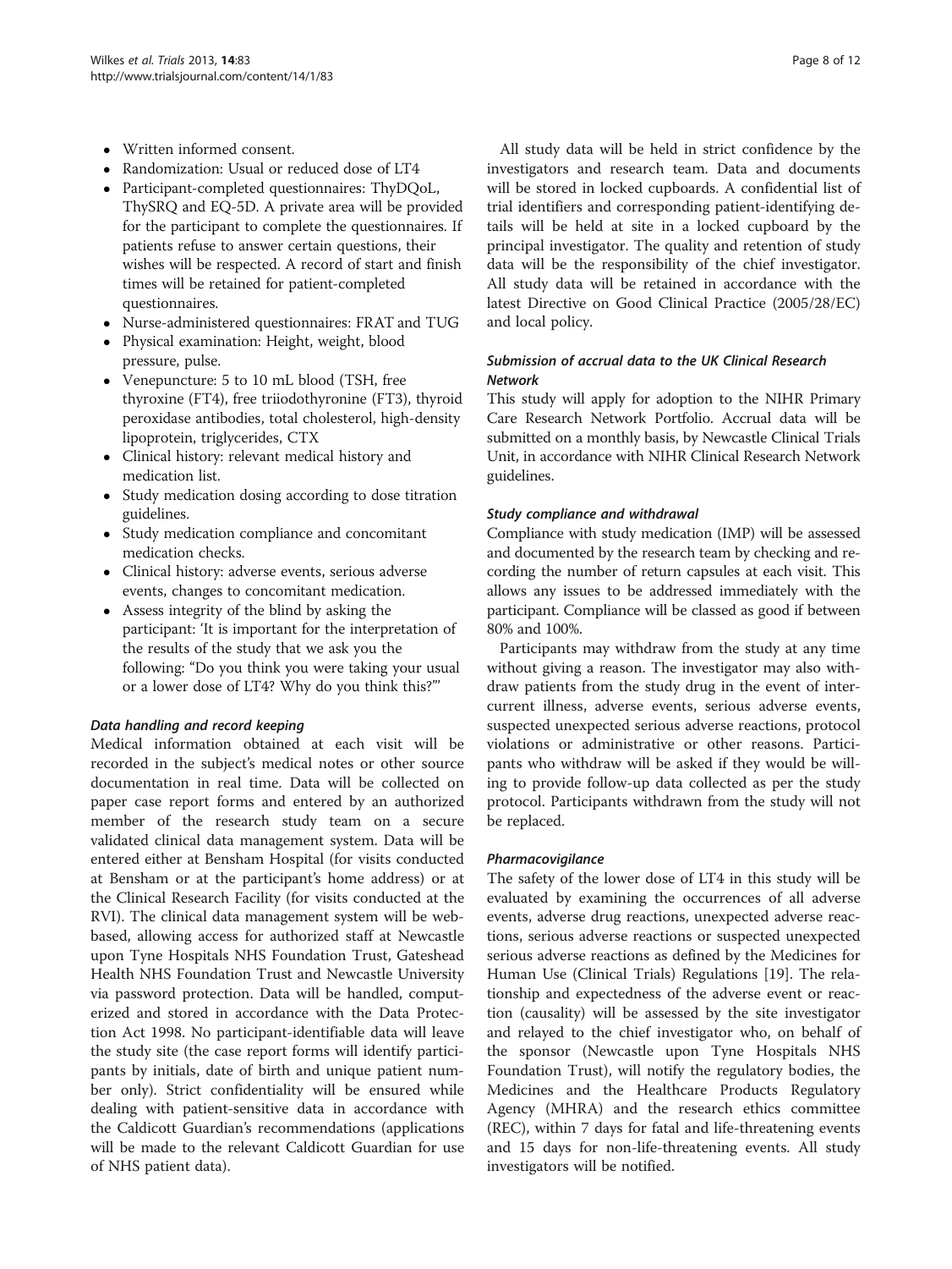- Written informed consent.
- Randomization: Usual or reduced dose of LT4
- Participant-completed questionnaires: ThyDQoL, ThySRQ and EQ-5D. A private area will be provided for the participant to complete the questionnaires. If patients refuse to answer certain questions, their wishes will be respected. A record of start and finish times will be retained for patient-completed questionnaires.
- Nurse-administered questionnaires: FRAT and TUG
- Physical examination: Height, weight, blood pressure, pulse.
- Venepuncture: 5 to 10 mL blood (TSH, free thyroxine (FT4), free triiodothyronine (FT3), thyroid peroxidase antibodies, total cholesterol, high-density lipoprotein, triglycerides, CTX
- Clinical history: relevant medical history and medication list.
- Study medication dosing according to dose titration guidelines.
- Study medication compliance and concomitant medication checks.
- Clinical history: adverse events, serious adverse events, changes to concomitant medication.
- Assess integrity of the blind by asking the participant: 'It is important for the interpretation of the results of the study that we ask you the following: "Do you think you were taking your usual or a lower dose of LT4? Why do you think this?"'

### *Data handling and record keeping*

Medical information obtained at each visit will be recorded in the subject's medical notes or other source documentation in real time. Data will be collected on paper case report forms and entered by an authorized member of the research study team on a secure validated clinical data management system. Data will be entered either at Bensham Hospital (for visits conducted at Bensham or at the participant's home address) or at the Clinical Research Facility (for visits conducted at the RVI). The clinical data management system will be web-based, allowing access for authorized staff at Newcastle upon Tyne Hospitals NHS Foundation Trust, Gateshead Health NHS Foundation Trust and Newcastle University via password protection. Data will be handled, computerized and stored in accordance with the Data Protection Act 1998. No participant-identifiable data will leave the study site (the case report forms will identify participants by initials, date of birth and unique patient number only). Strict confidentiality will be ensured while dealing with patient-sensitive data in accordance with the Caldicott Guardian's recommendations (applications will be made to the relevant Caldicott Guardian for use of NHS patient data).

All study data will be held in strict confidence by the investigators and research team. Data and documents will be stored in locked cupboards. A confidential list of trial identifiers and corresponding patient-identifying details will be held at site in a locked cupboard by the principal investigator. The quality and retention of study data will be the responsibility of the chief investigator. All study data will be retained in accordance with the latest Directive on Good Clinical Practice (2005/28/EC) and local policy.

### *Submission of accrual data to the UK Clinical Research Network*

This study will apply for adoption to the NIHR Primary Care Research Network Portfolio. Accrual data will be submitted on a monthly basis, by Newcastle Clinical Trials Unit, in accordance with NIHR Clinical Research Network guidelines.

### *Study compliance and withdrawal*

Compliance with study medication (IMP) will be assessed and documented by the research team by checking and recording the number of return capsules at each visit. This allows any issues to be addressed immediately with the participant. Compliance will be classed as good if between 80% and 100%.

Participants may withdraw from the study at any time without giving a reason. The investigator may also withdraw patients from the study drug in the event of intercurrent illness, adverse events, serious adverse events, suspected unexpected serious adverse reactions, protocol violations or administrative or other reasons. Participants who withdraw will be asked if they would be willing to provide follow-up data collected as per the study protocol. Participants withdrawn from the study will not be replaced.

### *Pharmacovigilance*

The safety of the lower dose of LT4 in this study will be evaluated by examining the occurrences of all adverse events, adverse drug reactions, unexpected adverse reactions, serious adverse reactions or suspected unexpected serious adverse reactions as defined by the Medicines for Human Use (Clinical Trials) Regulations [19]. The relationship and expectedness of the adverse event or reaction (causality) will be assessed by the site investigator and relayed to the chief investigator who, on behalf of the sponsor (Newcastle upon Tyne Hospitals NHS Foundation Trust), will notify the regulatory bodies, the Medicines and the Healthcare Products Regulatory Agency (MHRA) and the research ethics committee (REC), within 7 days for fatal and life-threatening events and 15 days for non-life-threatening events. All study investigators will be notified.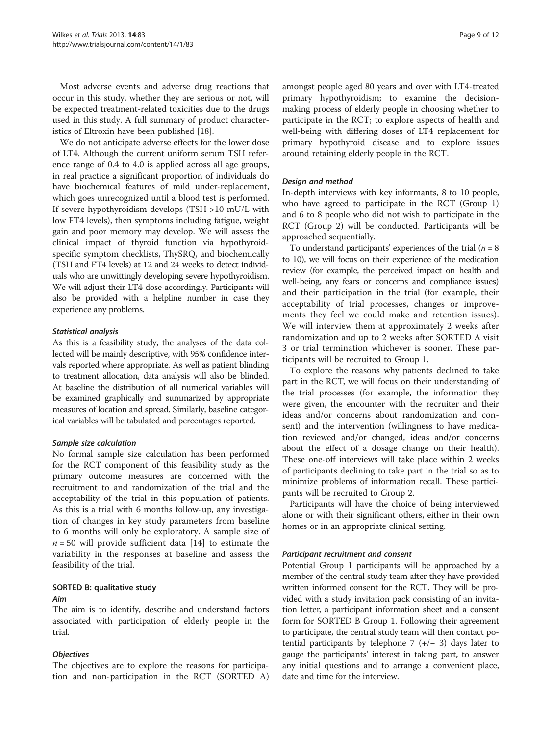Most adverse events and adverse drug reactions that occur in this study, whether they are serious or not, will be expected treatment-related toxicities due to the drugs used in this study. A full summary of product characteristics of Eltroxin have been published [18].

We do not anticipate adverse effects for the lower dose of LT4. Although the current uniform serum TSH reference range of 0.4 to 4.0 is applied across all age groups, in real practice a significant proportion of individuals do have biochemical features of mild under-replacement, which goes unrecognized until a blood test is performed. If severe hypothyroidism develops (TSH >10 mU/L with low FT4 levels), then symptoms including fatigue, weight gain and poor memory may develop. We will assess the clinical impact of thyroid function via hypothyroid-specific symptom checklists, ThySRQ, and biochemically (TSH and FT4 levels) at 12 and 24 weeks to detect individuals who are unwittingly developing severe hypothyroidism. We will adjust their LT4 dose accordingly. Participants will also be provided with a helpline number in case they experience any problems.

#### *Statistical analysis*

As this is a feasibility study, the analyses of the data collected will be mainly descriptive, with 95% confidence intervals reported where appropriate. As well as patient blinding to treatment allocation, data analysis will also be blinded. At baseline the distribution of all numerical variables will be examined graphically and summarized by appropriate measures of location and spread. Similarly, baseline categorical variables will be tabulated and percentages reported.

#### *Sample size calculation*

No formal sample size calculation has been performed for the RCT component of this feasibility study as the primary outcome measures are concerned with the recruitment to and randomization of the trial and the acceptability of the trial in this population of patients. As this is a trial with 6 months follow-up, any investigation of changes in key study parameters from baseline to 6 months will only be exploratory. A sample size of $n = 50$ will provide sufficient data [14] to estimate the variability in the responses at baseline and assess the feasibility of the trial.

### SORTED B: qualitative study

#### *Aim*

The aim is to identify, describe and understand factors associated with participation of elderly people in the trial.

#### *Objectives*

The objectives are to explore the reasons for participation and non-participation in the RCT (SORTED A) amongst people aged 80 years and over with LT4-treated primary hypothyroidism; to examine the decision-making process of elderly people in choosing whether to participate in the RCT; to explore aspects of health and well-being with differing doses of LT4 replacement for primary hypothyroid disease and to explore issues around retaining elderly people in the RCT.

#### *Design and method*

In-depth interviews with key informants, 8 to 10 people, who have agreed to participate in the RCT (Group 1) and 6 to 8 people who did not wish to participate in the RCT (Group 2) will be conducted. Participants will be approached sequentially.

To understand participants' experiences of the trial ($n = 8$ to 10), we will focus on their experience of the medication review (for example, the perceived impact on health and well-being, any fears or concerns and compliance issues) and their participation in the trial (for example, their acceptability of trial processes, changes or improvements they feel we could make and retention issues). We will interview them at approximately 2 weeks after randomization and up to 2 weeks after SORTED A visit 3 or trial termination whichever is sooner. These participants will be recruited to Group 1.

To explore the reasons why patients declined to take part in the RCT, we will focus on their understanding of the trial processes (for example, the information they were given, the encounter with the recruiter and their ideas and/or concerns about randomization and consent) and the intervention (willingness to have medication reviewed and/or changed, ideas and/or concerns about the effect of a dosage change on their health). These one-off interviews will take place within 2 weeks of participants declining to take part in the trial so as to minimize problems of information recall. These participants will be recruited to Group 2.

Participants will have the choice of being interviewed alone or with their significant others, either in their own homes or in an appropriate clinical setting.

#### *Participant recruitment and consent*

Potential Group 1 participants will be approached by a member of the central study team after they have provided written informed consent for the RCT. They will be provided with a study invitation pack consisting of an invitation letter, a participant information sheet and a consent form for SORTED B Group 1. Following their agreement to participate, the central study team will then contact potential participants by telephone 7 (+/− 3) days later to gauge the participants' interest in taking part, to answer any initial questions and to arrange a convenient place, date and time for the interview.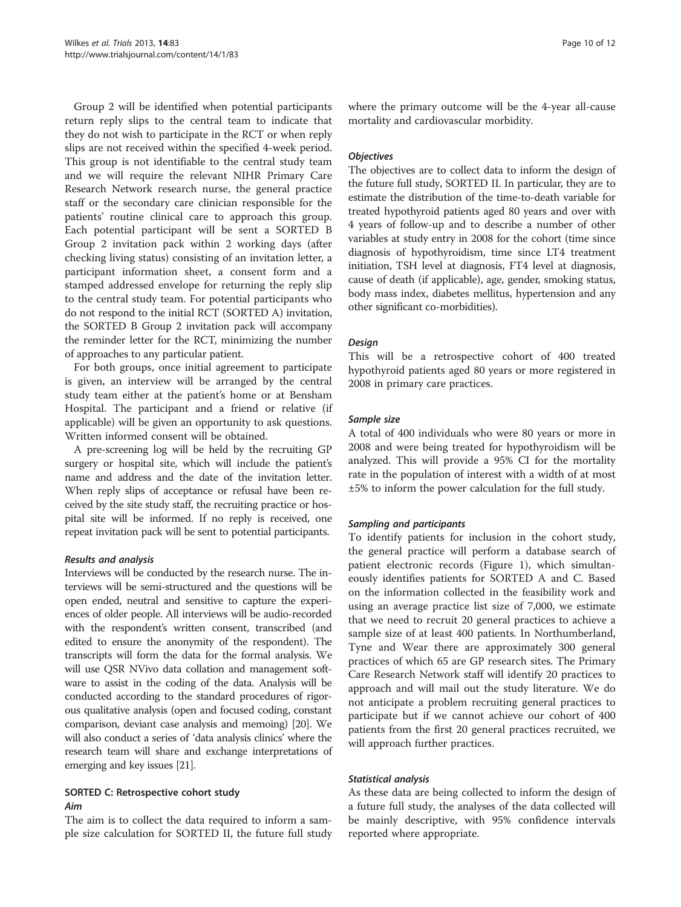Group 2 will be identified when potential participants return reply slips to the central team to indicate that they do not wish to participate in the RCT or when reply slips are not received within the specified 4-week period. This group is not identifiable to the central study team and we will require the relevant NIHR Primary Care Research Network research nurse, the general practice staff or the secondary care clinician responsible for the patients' routine clinical care to approach this group. Each potential participant will be sent a SORTED B Group 2 invitation pack within 2 working days (after checking living status) consisting of an invitation letter, a participant information sheet, a consent form and a stamped addressed envelope for returning the reply slip to the central study team. For potential participants who do not respond to the initial RCT (SORTED A) invitation, the SORTED B Group 2 invitation pack will accompany the reminder letter for the RCT, minimizing the number of approaches to any particular patient.

For both groups, once initial agreement to participate is given, an interview will be arranged by the central study team either at the patient's home or at Bensham Hospital. The participant and a friend or relative (if applicable) will be given an opportunity to ask questions. Written informed consent will be obtained.

A pre-screening log will be held by the recruiting GP surgery or hospital site, which will include the patient's name and address and the date of the invitation letter. When reply slips of acceptance or refusal have been received by the site study staff, the recruiting practice or hospital site will be informed. If no reply is received, one repeat invitation pack will be sent to potential participants.

#### *Results and analysis*

Interviews will be conducted by the research nurse. The interviews will be semi-structured and the questions will be open ended, neutral and sensitive to capture the experiences of older people. All interviews will be audio-recorded with the respondent's written consent, transcribed (and edited to ensure the anonymity of the respondent). The transcripts will form the data for the formal analysis. We will use QSR NVivo data collation and management software to assist in the coding of the data. Analysis will be conducted according to the standard procedures of rigorous qualitative analysis (open and focused coding, constant comparison, deviant case analysis and memoing) [20]. We will also conduct a series of 'data analysis clinics' where the research team will share and exchange interpretations of emerging and key issues [21].

### SORTED C: Retrospective cohort study

#### *Aim*

The aim is to collect the data required to inform a sample size calculation for SORTED II, the future full study where the primary outcome will be the 4-year all-cause mortality and cardiovascular morbidity.

#### *Objectives*

The objectives are to collect data to inform the design of the future full study, SORTED II. In particular, they are to estimate the distribution of the time-to-death variable for treated hypothyroid patients aged 80 years and over with 4 years of follow-up and to describe a number of other variables at study entry in 2008 for the cohort (time since diagnosis of hypothyroidism, time since LT4 treatment initiation, TSH level at diagnosis, FT4 level at diagnosis, cause of death (if applicable), age, gender, smoking status, body mass index, diabetes mellitus, hypertension and any other significant co-morbidities).

#### *Design*

This will be a retrospective cohort of 400 treated hypothyroid patients aged 80 years or more registered in 2008 in primary care practices.

#### *Sample size*

A total of 400 individuals who were 80 years or more in 2008 and were being treated for hypothyroidism will be analyzed. This will provide a 95% CI for the mortality rate in the population of interest with a width of at most ±5% to inform the power calculation for the full study.

#### *Sampling and participants*

To identify patients for inclusion in the cohort study, the general practice will perform a database search of patient electronic records (Figure 1), which simultaneously identifies patients for SORTED A and C. Based on the information collected in the feasibility work and using an average practice list size of 7,000, we estimate that we need to recruit 20 general practices to achieve a sample size of at least 400 patients. In Northumberland, Tyne and Wear there are approximately 300 general practices of which 65 are GP research sites. The Primary Care Research Network staff will identify 20 practices to approach and will mail out the study literature. We do not anticipate a problem recruiting general practices to participate but if we cannot achieve our cohort of 400 patients from the first 20 general practices recruited, we will approach further practices.

#### *Statistical analysis*

As these data are being collected to inform the design of a future full study, the analyses of the data collected will be mainly descriptive, with 95% confidence intervals reported where appropriate.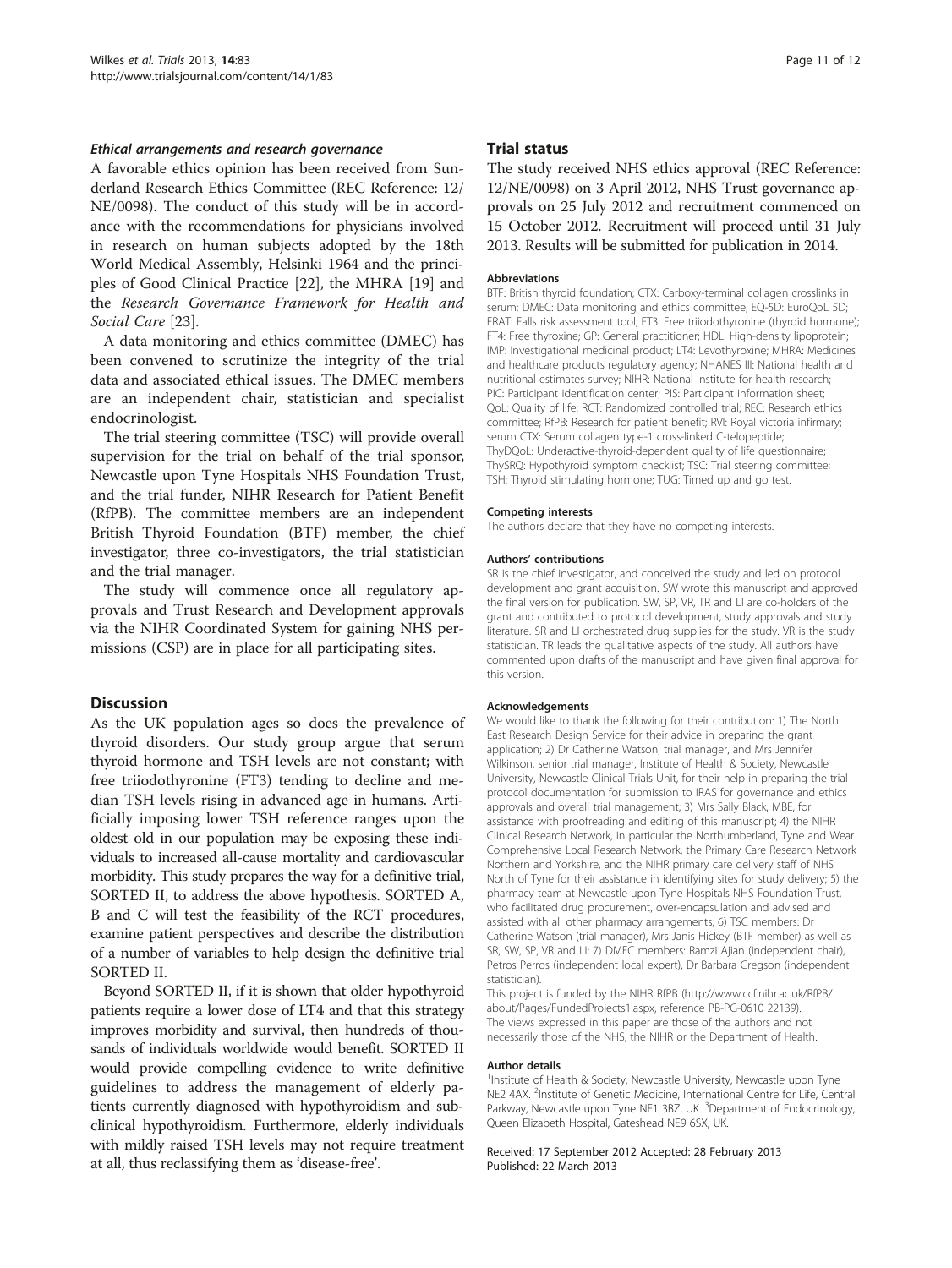#### *Ethical arrangements and research governance*

A favorable ethics opinion has been received from Sunderland Research Ethics Committee (REC Reference: 12/NE/0098). The conduct of this study will be in accordance with the recommendations for physicians involved in research on human subjects adopted by the 18th World Medical Assembly, Helsinki 1964 and the principles of Good Clinical Practice [22], the MHRA [19] and the *Research Governance Framework for Health and Social Care* [23].

A data monitoring and ethics committee (DMEC) has been convened to scrutinize the integrity of the trial data and associated ethical issues. The DMEC members are an independent chair, statistician and specialist endocrinologist.

The trial steering committee (TSC) will provide overall supervision for the trial on behalf of the trial sponsor, Newcastle upon Tyne Hospitals NHS Foundation Trust, and the trial funder, NIHR Research for Patient Benefit (RfPB). The committee members are an independent British Thyroid Foundation (BTF) member, the chief investigator, three co-investigators, the trial statistician and the trial manager.

The study will commence once all regulatory approvals and Trust Research and Development approvals via the NIHR Coordinated System for gaining NHS permissions (CSP) are in place for all participating sites.

## Discussion

As the UK population ages so does the prevalence of thyroid disorders. Our study group argue that serum thyroid hormone and TSH levels are not constant; with free triiodothyronine (FT3) tending to decline and median TSH levels rising in advanced age in humans. Artificially imposing lower TSH reference ranges upon the oldest old in our population may be exposing these individuals to increased all-cause mortality and cardiovascular morbidity. This study prepares the way for a definitive trial, SORTED II, to address the above hypothesis. SORTED A, B and C will test the feasibility of the RCT procedures, examine patient perspectives and describe the distribution of a number of variables to help design the definitive trial SORTED II.

Beyond SORTED II, if it is shown that older hypothyroid patients require a lower dose of LT4 and that this strategy improves morbidity and survival, then hundreds of thousands of individuals worldwide would benefit. SORTED II would provide compelling evidence to write definitive guidelines to address the management of elderly patients currently diagnosed with hypothyroidism and subclinical hypothyroidism. Furthermore, elderly individuals with mildly raised TSH levels may not require treatment at all, thus reclassifying them as 'disease-free'.

## Trial status

The study received NHS ethics approval (REC Reference: 12/NE/0098) on 3 April 2012, NHS Trust governance approvals on 25 July 2012 and recruitment commenced on 15 October 2012. Recruitment will proceed until 31 July 2013. Results will be submitted for publication in 2014.

#### Abbreviations

BTF: British thyroid foundation; CTX: Carboxy-terminal collagen crosslinks in serum; DMEC: Data monitoring and ethics committee; EQ-5D: EuroQoL 5D; FRAT: Falls risk assessment tool; FT3: Free triiodothyronine (thyroid hormone); FT4: Free thyroxine; GP: General practitioner; HDL: High-density lipoprotein; IMP: Investigational medicinal product; LT4: Levothyroxine; MHRA: Medicines and healthcare products regulatory agency; NHANES III: National health and nutritional estimates survey; NIHR: National institute for health research; PIC: Participant identification center; PIS: Participant information sheet; QoL: Quality of life; RCT: Randomized controlled trial; REC: Research ethics committee; RfPB: Research for patient benefit; RVI: Royal victoria infirmary; serum CTX: Serum collagen type-1 cross-linked C-telopeptide; ThyDQoL: Underactive-thyroid-dependent quality of life questionnaire; ThySRQ: Hypothyroid symptom checklist; TSC: Trial steering committee; TSH: Thyroid stimulating hormone; TUG: Timed up and go test.

#### Competing interests

The authors declare that they have no competing interests.

#### Authors' contributions

SR is the chief investigator, and conceived the study and led on protocol development and grant acquisition. SW wrote this manuscript and approved the final version for publication. SW, SP, VR, TR and LI are co-holders of the grant and contributed to protocol development, study approvals and study literature. SR and LI orchestrated drug supplies for the study. VR is the study statistician. TR leads the qualitative aspects of the study. All authors have commented upon drafts of the manuscript and have given final approval for this version.

#### Acknowledgements

We would like to thank the following for their contribution: 1) The North East Research Design Service for their advice in preparing the grant application; 2) Dr Catherine Watson, trial manager, and Mrs Jennifer Wilkinson, senior trial manager, Institute of Health & Society, Newcastle University, Newcastle Clinical Trials Unit, for their help in preparing the trial protocol documentation for submission to IRAS for governance and ethics approvals and overall trial management; 3) Mrs Sally Black, MBE, for assistance with proofreading and editing of this manuscript; 4) the NIHR Clinical Research Network, in particular the Northumberland, Tyne and Wear Comprehensive Local Research Network, the Primary Care Research Network Northern and Yorkshire, and the NIHR primary care delivery staff of NHS North of Tyne for their assistance in identifying sites for study delivery; 5) the pharmacy team at Newcastle upon Tyne Hospitals NHS Foundation Trust, who facilitated drug procurement, over-encapsulation and advised and assisted with all other pharmacy arrangements; 6) TSC members: Dr Catherine Watson (trial manager), Mrs Janis Hickey (BTF member) as well as SR, SW, SP, VR and LI; 7) DMEC members: Ramzi Ajjan (independent chair), Petros Perros (independent local expert), Dr Barbara Gregson (independent statistician).

This project is funded by the NIHR RfPB (http://www.ccf.nihr.ac.uk/RfPB/about/Pages/FundedProjects1.aspx, reference PB-PG-0610 22139).

The views expressed in this paper are those of the authors and not necessarily those of the NHS, the NIHR or the Department of Health.

#### Author details

[1]Institute of Health & Society, Newcastle University, Newcastle upon Tyne NE2 4AX. [2]Institute of Genetic Medicine, International Centre for Life, Central Parkway, Newcastle upon Tyne NE1 3BZ, UK. [3]Department of Endocrinology, Queen Elizabeth Hospital, Gateshead NE9 6SX, UK.

Received: 17 September 2012 Accepted: 28 February 2013
Published: 22 March 2013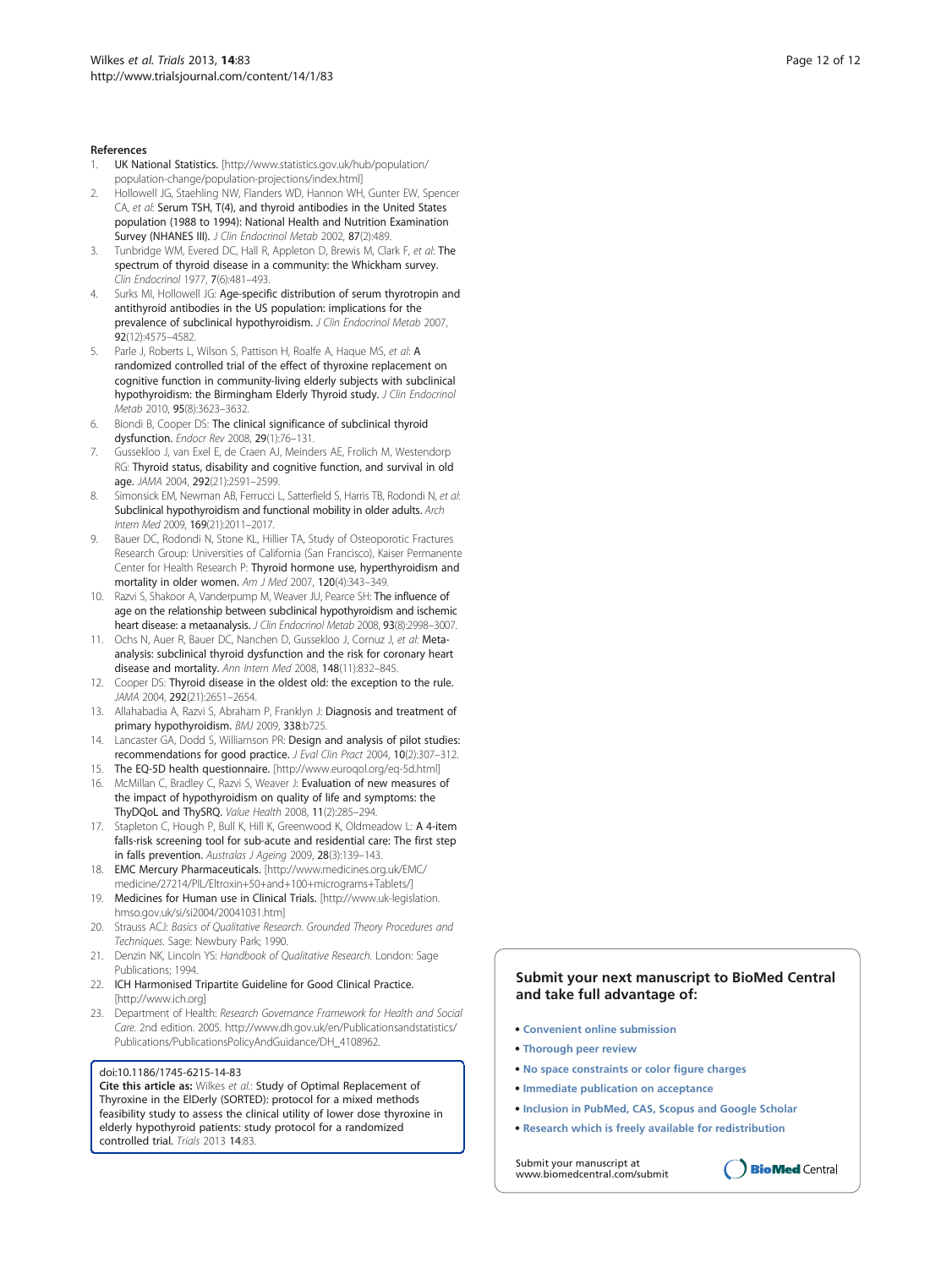## References

1. UK National Statistics. [http://www.statistics.gov.uk/hub/population/population-change/population-projections/index.html]
2. Hollowell JG, Staehling NW, Flanders WD, Hannon WH, Gunter EW, Spencer CA, *et al*: **Serum TSH, T(4), and thyroid antibodies in the United States population (1988 to 1994): National Health and Nutrition Examination Survey (NHANES III).** *J Clin Endocrinol Metab* 2002, **87**(2):489.
3. Tunbridge WM, Evered DC, Hall R, Appleton D, Brewis M, Clark F, *et al*: **The spectrum of thyroid disease in a community: the Whickham survey.** *Clin Endocrinol* 1977, **7**(6):481–493.
4. Surks MI, Hollowell JG: **Age-specific distribution of serum thyrotropin and antithyroid antibodies in the US population: implications for the prevalence of subclinical hypothyroidism.** *J Clin Endocrinol Metab* 2007, **92**(12):4575–4582.
5. Parle J, Roberts L, Wilson S, Pattison H, Roalfe A, Haque MS, *et al*: **A randomized controlled trial of the effect of thyroxine replacement on cognitive function in community-living elderly subjects with subclinical hypothyroidism: the Birmingham Elderly Thyroid study.** *J Clin Endocrinol Metab* 2010, **95**(8):3623–3632.
6. Biondi B, Cooper DS: **The clinical significance of subclinical thyroid dysfunction.** *Endocr Rev* 2008, **29**(1):76–131.
7. Gussekloo J, van Exel E, de Craen AJ, Meinders AE, Frolich M, Westendorp RG: **Thyroid status, disability and cognitive function, and survival in old age.** *JAMA* 2004, **292**(21):2591–2599.
8. Simonsick EM, Newman AB, Ferrucci L, Satterfield S, Harris TB, Rodondi N, *et al*: **Subclinical hypothyroidism and functional mobility in older adults.** *Arch Intern Med* 2009, **169**(21):2011–2017.
9. Bauer DC, Rodondi N, Stone KL, Hillier TA, Study of Osteoporotic Fractures Research Group: Universities of California (San Francisco), Kaiser Permanente Center for Health Research P: **Thyroid hormone use, hyperthyroidism and mortality in older women.** *Am J Med* 2007, **120**(4):343–349.
10. Razvi S, Shakoor A, Vanderpump M, Weaver JU, Pearce SH: **The influence of age on the relationship between subclinical hypothyroidism and ischemic heart disease: a metaanalysis.** *J Clin Endocrinol Metab* 2008, **93**(8):2998–3007.
11. Ochs N, Auer R, Bauer DC, Nanchen D, Gussekloo J, Cornuz J, *et al*: **Meta-analysis: subclinical thyroid dysfunction and the risk for coronary heart disease and mortality.** *Ann Intern Med* 2008, **148**(11):832–845.
12. Cooper DS: **Thyroid disease in the oldest old: the exception to the rule.** *JAMA* 2004, **292**(21):2651–2654.
13. Allahabadia A, Razvi S, Abraham P, Franklyn J: **Diagnosis and treatment of primary hypothyroidism.** *BMJ* 2009, **338**:b725.
14. Lancaster GA, Dodd S, Williamson PR: **Design and analysis of pilot studies: recommendations for good practice.** *J Eval Clin Pract* 2004, **10**(2):307–312.
15. **The EQ-5D health questionnaire.** [http://www.euroqol.org/eq-5d.html]
16. McMillan C, Bradley C, Razvi S, Weaver J: **Evaluation of new measures of the impact of hypothyroidism on quality of life and symptoms: the ThyDQoL and ThySRQ.** *Value Health* 2008, **11**(2):285–294.
17. Stapleton C, Hough P, Bull K, Hill K, Greenwood K, Oldmeadow L: **A 4-item falls-risk screening tool for sub-acute and residential care: The first step in falls prevention.** *Australas J Ageing* 2009, **28**(3):139–143.
18. **EMC Mercury Pharmaceuticals.** [http://www.medicines.org.uk/EMC/medicine/27214/PIL/Eltroxin+50+and+100+micrograms+Tablets/]
19. **Medicines for Human use in Clinical Trials.** [http://www.uk-legislation.hmso.gov.uk/si/si2004/20041031.htm]
20. Strauss ACJ: *Basics of Qualitative Research. Grounded Theory Procedures and Techniques.* Sage: Newbury Park; 1990.
21. Denzin NK, Lincoln YS: *Handbook of Qualitative Research.* London: Sage Publications; 1994.
22. **ICH Harmonised Tripartite Guideline for Good Clinical Practice.** [http://www.ich.org]
23. Department of Health: *Research Governance Framework for Health and Social Care.* 2nd edition. 2005. http://www.dh.gov.uk/en/Publicationsandstatistics/Publications/PublicationsPolicyAndGuidance/DH_4108962.

doi:10.1186/1745-6215-14-83

**Cite this article as:** Wilkes *et al.*: Study of Optimal Replacement of Thyroxine in the ElDerly (SORTED): protocol for a mixed methods feasibility study to assess the clinical utility of lower dose thyroxine in elderly hypothyroid patients: study protocol for a randomized controlled trial. *Trials* 2013 **14**:83.

**Submit your next manuscript to BioMed Central and take full advantage of:**

- **Convenient online submission**
- **Thorough peer review**
- **No space constraints or color figure charges**
- **Immediate publication on acceptance**
- **Inclusion in PubMed, CAS, Scopus and Google Scholar**
- **Research which is freely available for redistribution**

Submit your manuscript at www.biomedcentral.com/submit

BioMed Central